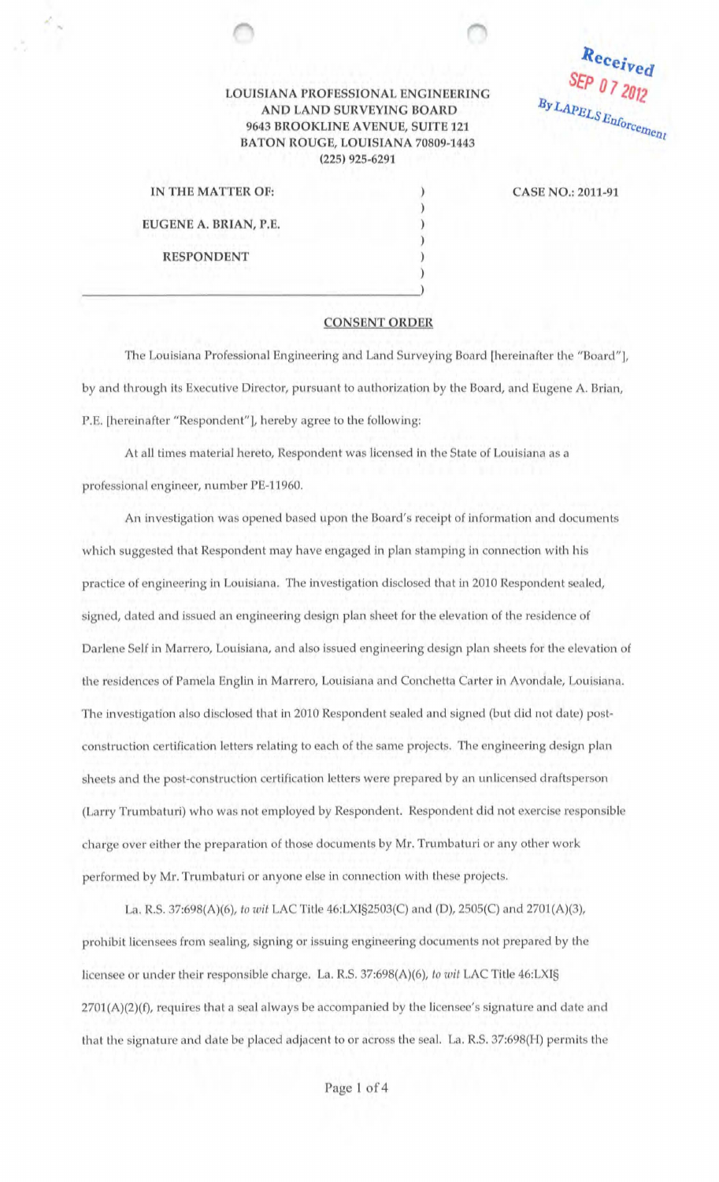Received
SEP 07 2012
By LAPELS Enforcement

LOUISIANA PROFESSIONAL ENGINEERING
AND LAND SURVEYING BOARD
9643 BROOKLINE AVENUE, SUITE 121
BATON ROUGE, LOUISIANA 70809-1443
(225) 925-6291

IN THE MATTER OF:

EUGENE A. BRIAN, P.E.

RESPONDENT

CASE NO.: 2011-91

## CONSENT ORDER

The Louisiana Professional Engineering and Land Surveying Board [hereinafter the "Board"], by and through its Executive Director, pursuant to authorization by the Board, and Eugene A. Brian, P.E. [hereinafter "Respondent"], hereby agree to the following:

At all times material hereto, Respondent was licensed in the State of Louisiana as a professional engineer, number PE-11960.

An investigation was opened based upon the Board's receipt of information and documents which suggested that Respondent may have engaged in plan stamping in connection with his practice of engineering in Louisiana. The investigation disclosed that in 2010 Respondent sealed, signed, dated and issued an engineering design plan sheet for the elevation of the residence of Darlene Self in Marrero, Louisiana, and also issued engineering design plan sheets for the elevation of the residences of Pamela Englin in Marrero, Louisiana and Conchetta Carter in Avondale, Louisiana. The investigation also disclosed that in 2010 Respondent sealed and signed (but did not date) post-construction certification letters relating to each of the same projects. The engineering design plan sheets and the post-construction certification letters were prepared by an unlicensed draftsperson (Larry Trumbaturi) who was not employed by Respondent. Respondent did not exercise responsible charge over either the preparation of those documents by Mr. Trumbaturi or any other work performed by Mr. Trumbaturi or anyone else in connection with these projects.

La. R.S. 37:698(A)(6), *to wit* LAC Title 46:LXI§2503(C) and (D), 2505(C) and 2701(A)(3), prohibit licensees from sealing, signing or issuing engineering documents not prepared by the licensee or under their responsible charge. La. R.S. 37:698(A)(6), *to wit* LAC Title 46:LXI§ 2701(A)(2)(f), requires that a seal always be accompanied by the licensee's signature and date and that the signature and date be placed adjacent to or across the seal. La. R.S. 37:698(H) permits the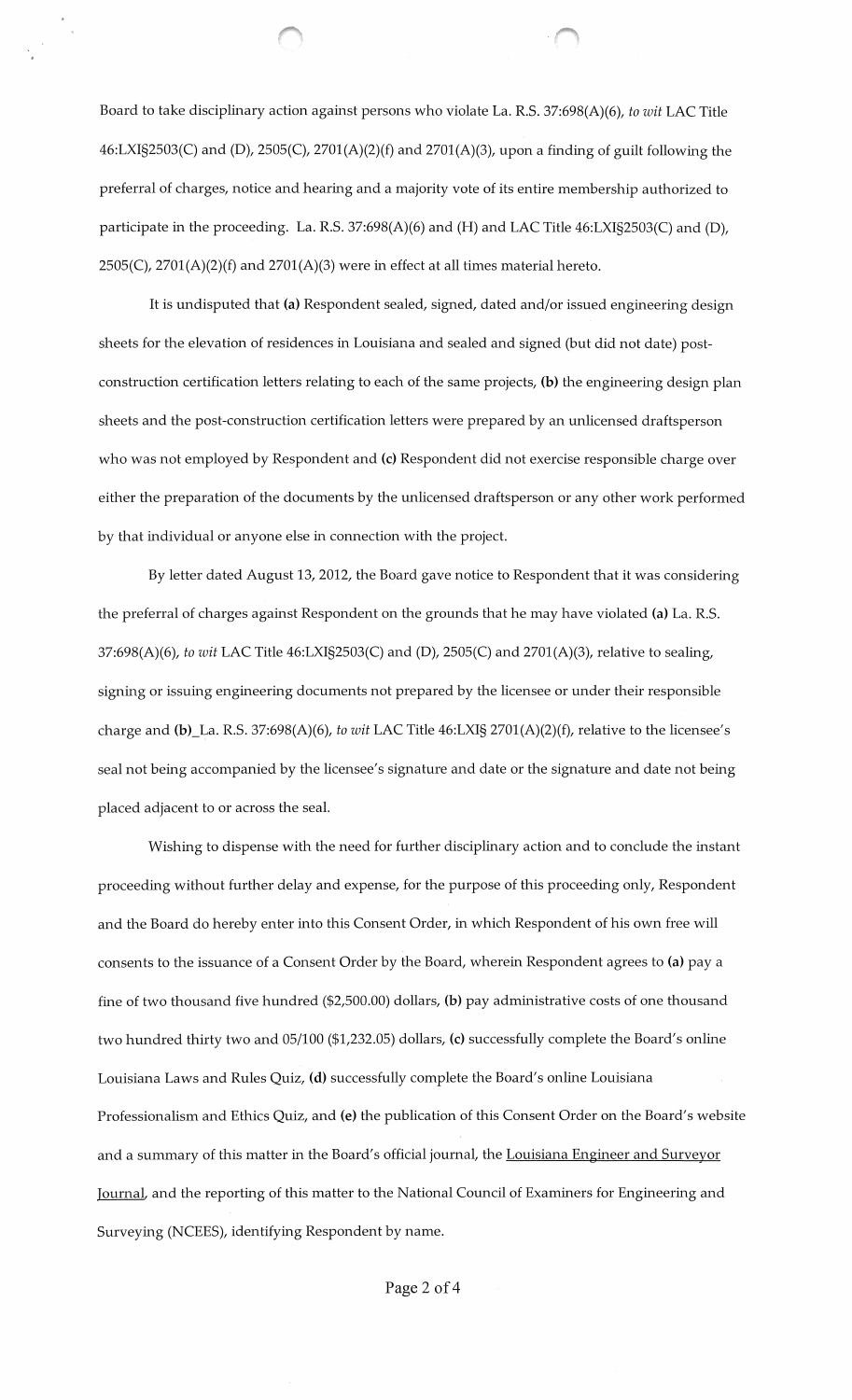Board to take disciplinary action against persons who violate La. R.S. 37:698(A)(6), *to wit* LAC Title 46:LXI§2503(C) and (D), 2505(C), 2701(A)(2)(f) and 2701(A)(3), upon a finding of guilt following the preferral of charges, notice and hearing and a majority vote of its entire membership authorized to participate in the proceeding. La. R.S. 37:698(A)(6) and (H) and LAC Title 46:LXI§2503(C) and (D), 2505(C), 2701(A)(2)(f) and 2701(A)(3) were in effect at all times material hereto.

It is undisputed that **(a)** Respondent sealed, signed, dated and/or issued engineering design sheets for the elevation of residences in Louisiana and sealed and signed (but did not date) post-construction certification letters relating to each of the same projects, **(b)** the engineering design plan sheets and the post-construction certification letters were prepared by an unlicensed draftsperson who was not employed by Respondent and **(c)** Respondent did not exercise responsible charge over either the preparation of the documents by the unlicensed draftsperson or any other work performed by that individual or anyone else in connection with the project.

By letter dated August 13, 2012, the Board gave notice to Respondent that it was considering the preferral of charges against Respondent on the grounds that he may have violated **(a)** La. R.S. 37:698(A)(6), *to wit* LAC Title 46:LXI§2503(C) and (D), 2505(C) and 2701(A)(3), relative to sealing, signing or issuing engineering documents not prepared by the licensee or under their responsible charge and **(b)**_La. R.S. 37:698(A)(6), *to wit* LAC Title 46:LXI§ 2701(A)(2)(f), relative to the licensee's seal not being accompanied by the licensee's signature and date or the signature and date not being placed adjacent to or across the seal.

Wishing to dispense with the need for further disciplinary action and to conclude the instant proceeding without further delay and expense, for the purpose of this proceeding only, Respondent and the Board do hereby enter into this Consent Order, in which Respondent of his own free will consents to the issuance of a Consent Order by the Board, wherein Respondent agrees to **(a)** pay a fine of two thousand five hundred ($2,500.00) dollars, **(b)** pay administrative costs of one thousand two hundred thirty two and 05/100 ($1,232.05) dollars, **(c)** successfully complete the Board's online Louisiana Laws and Rules Quiz, **(d)** successfully complete the Board's online Louisiana Professionalism and Ethics Quiz, and **(e)** the publication of this Consent Order on the Board's website and a summary of this matter in the Board's official journal, the Louisiana Engineer and Surveyor Journal, and the reporting of this matter to the National Council of Examiners for Engineering and Surveying (NCEES), identifying Respondent by name.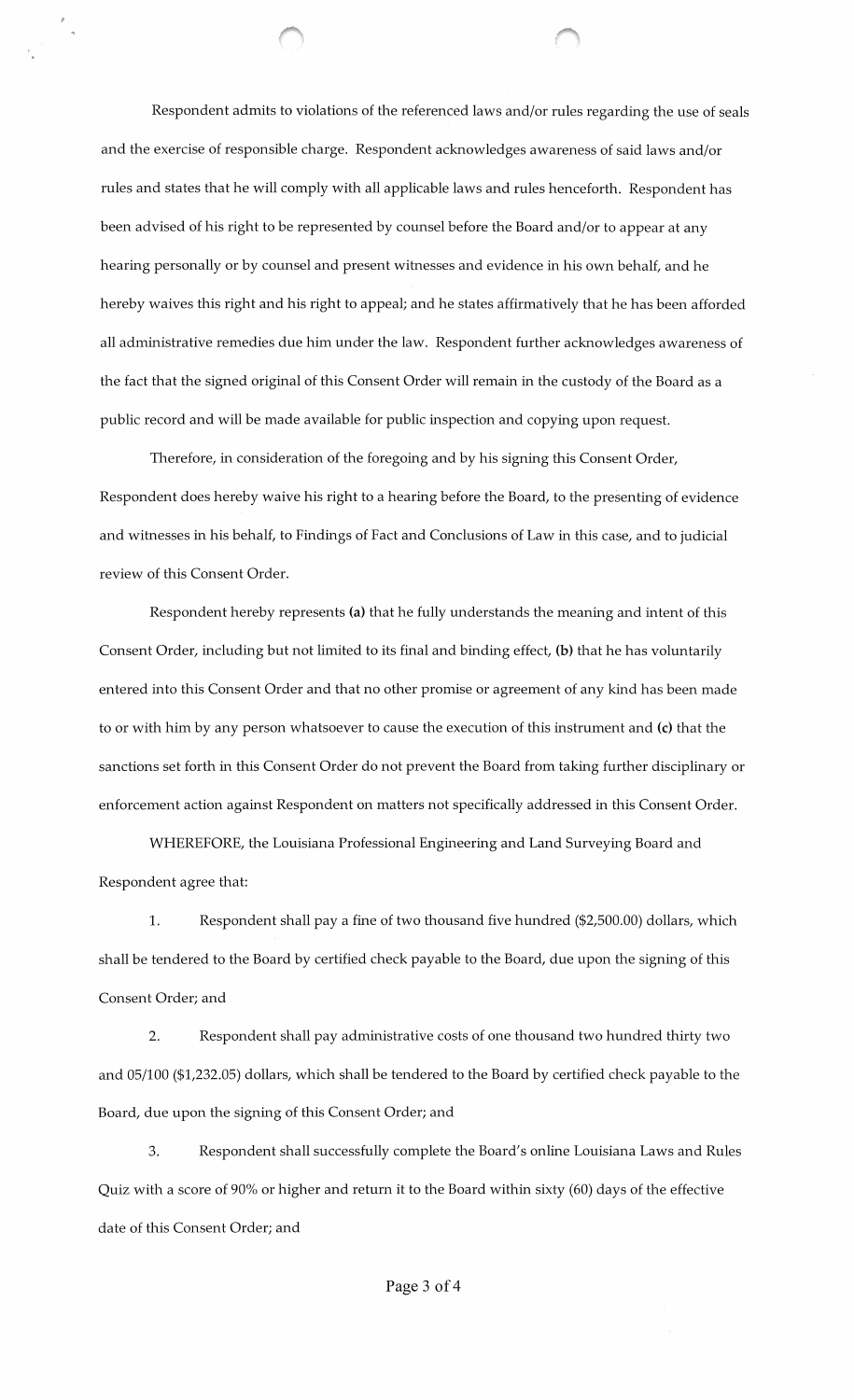Respondent admits to violations of the referenced laws and/or rules regarding the use of seals and the exercise of responsible charge. Respondent acknowledges awareness of said laws and/or rules and states that he will comply with all applicable laws and rules henceforth. Respondent has been advised of his right to be represented by counsel before the Board and/or to appear at any hearing personally or by counsel and present witnesses and evidence in his own behalf, and he hereby waives this right and his right to appeal; and he states affirmatively that he has been afforded all administrative remedies due him under the law. Respondent further acknowledges awareness of the fact that the signed original of this Consent Order will remain in the custody of the Board as a public record and will be made available for public inspection and copying upon request.

Therefore, in consideration of the foregoing and by his signing this Consent Order, Respondent does hereby waive his right to a hearing before the Board, to the presenting of evidence and witnesses in his behalf, to Findings of Fact and Conclusions of Law in this case, and to judicial review of this Consent Order.

Respondent hereby represents **(a)** that he fully understands the meaning and intent of this Consent Order, including but not limited to its final and binding effect, **(b)** that he has voluntarily entered into this Consent Order and that no other promise or agreement of any kind has been made to or with him by any person whatsoever to cause the execution of this instrument and **(c)** that the sanctions set forth in this Consent Order do not prevent the Board from taking further disciplinary or enforcement action against Respondent on matters not specifically addressed in this Consent Order.

WHEREFORE, the Louisiana Professional Engineering and Land Surveying Board and Respondent agree that:

1. Respondent shall pay a fine of two thousand five hundred ($2,500.00) dollars, which shall be tendered to the Board by certified check payable to the Board, due upon the signing of this Consent Order; and

2. Respondent shall pay administrative costs of one thousand two hundred thirty two and 05/100 ($1,232.05) dollars, which shall be tendered to the Board by certified check payable to the Board, due upon the signing of this Consent Order; and

3. Respondent shall successfully complete the Board's online Louisiana Laws and Rules Quiz with a score of 90% or higher and return it to the Board within sixty (60) days of the effective date of this Consent Order; and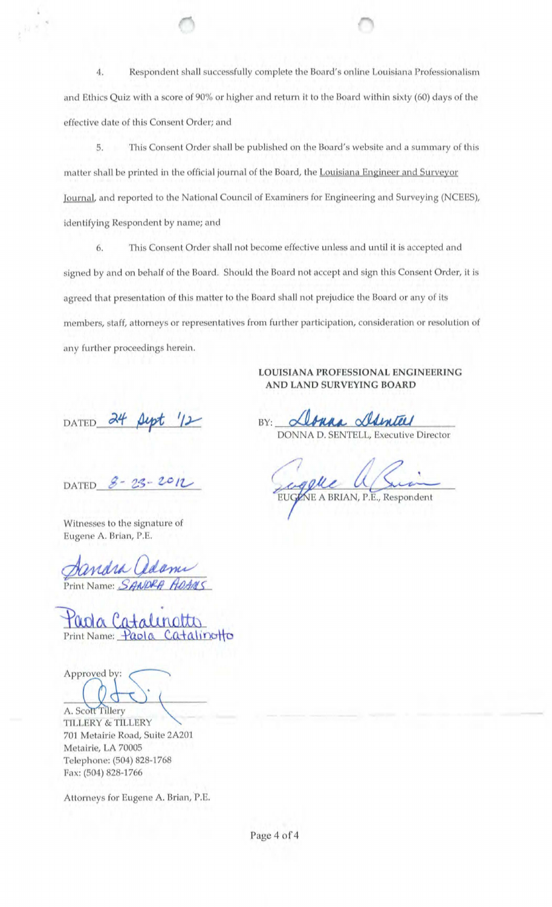4. Respondent shall successfully complete the Board's online Louisiana Professionalism and Ethics Quiz with a score of 90% or higher and return it to the Board within sixty (60) days of the effective date of this Consent Order; and

5. This Consent Order shall be published on the Board's website and a summary of this matter shall be printed in the official journal of the Board, the Louisiana Engineer and Surveyor Journal, and reported to the National Council of Examiners for Engineering and Surveying (NCEES), identifying Respondent by name; and

6. This Consent Order shall not become effective unless and until it is accepted and signed by and on behalf of the Board. Should the Board not accept and sign this Consent Order, it is agreed that presentation of this matter to the Board shall not prejudice the Board or any of its members, staff, attorneys or representatives from further participation, consideration or resolution of any further proceedings herein.

**LOUISIANA PROFESSIONAL ENGINEERING AND LAND SURVEYING BOARD**

DATED 24 Sept '12

BY: Donna Sentell
DONNA D. SENTELL, Executive Director

DATED 8-23-2012

Eugene A Brian
EUGENE A BRIAN, P.E., Respondent

Witnesses to the signature of Eugene A. Brian, P.E.

Sandra Adams
Print Name: SANDRA ADAMS

Paola Catalinotto
Print Name: Paola Catalinotto

Approved by:

A. Scott Tillery
TILLERY & TILLERY
701 Metairie Road, Suite 2A201
Metairie, LA 70005
Telephone: (504) 828-1768
Fax: (504) 828-1766

Attorneys for Eugene A. Brian, P.E.